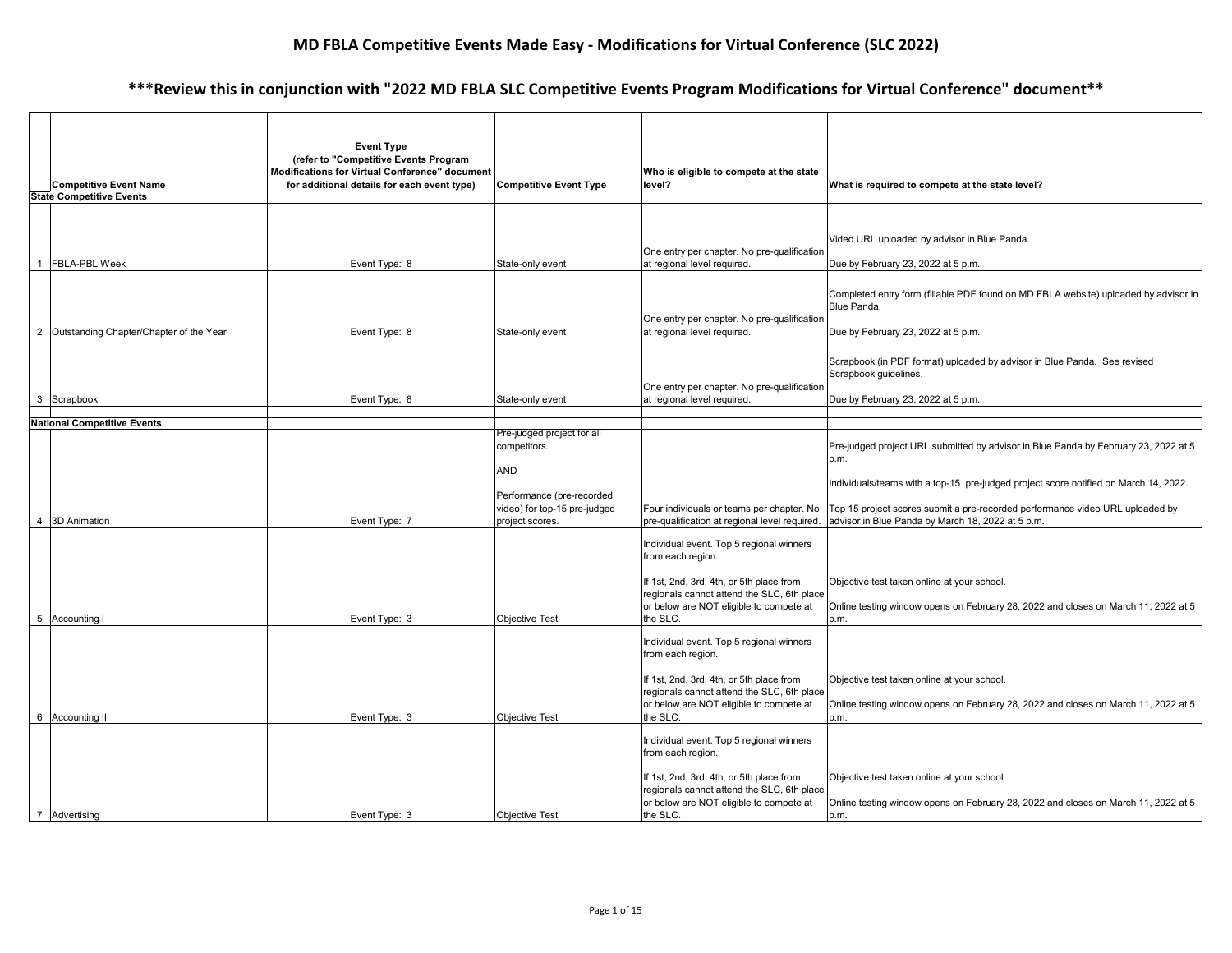# MD FBLA Competitive Events Made Easy - Modifications for Virtual Conference (SLC 2022)

## ***Review this in conjunction with "2022 MD FBLA SLC Competitive Events Program Modifications for Virtual Conference" document**

| | Competitive Event Name | Event Type (refer to "Competitive Events Program Modifications for Virtual Conference" document for additional details for each event type) | Competitive Event Type | Who is eligible to compete at the state level? | What is required to compete at the state level? |
|---|---|---|---|---|---|
| | **State Competitive Events** | | | | |
| 1 | FBLA-PBL Week | Event Type: 8 | State-only event | One entry per chapter. No pre-qualification at regional level required. | Video URL uploaded by advisor in Blue Panda.<br><br>Due by February 23, 2022 at 5 p.m. |
| 2 | Outstanding Chapter/Chapter of the Year | Event Type: 8 | State-only event | One entry per chapter. No pre-qualification at regional level required. | Completed entry form (fillable PDF found on MD FBLA website) uploaded by advisor in Blue Panda.<br><br>Due by February 23, 2022 at 5 p.m. |
| 3 | Scrapbook | Event Type: 8 | State-only event | One entry per chapter. No pre-qualification at regional level required. | Scrapbook (in PDF format) uploaded by advisor in Blue Panda. See revised Scrapbook guidelines.<br><br>Due by February 23, 2022 at 5 p.m. |
| | **National Competitive Events** | | | | |
| 4 | 3D Animation | Event Type: 7 | Pre-judged project for all competitors.<br><br>AND<br><br>Performance (pre-recorded video) for top-15 pre-judged project scores. | Four individuals or teams per chapter. No pre-qualification at regional level required. | Pre-judged project URL submitted by advisor in Blue Panda by February 23, 2022 at 5 p.m.<br><br>Individuals/teams with a top-15 pre-judged project score notified on March 14, 2022.<br><br>Top 15 project scores submit a pre-recorded performance video URL uploaded by advisor in Blue Panda by March 18, 2022 at 5 p.m. |
| 5 | Accounting I | Event Type: 3 | Objective Test | Individual event. Top 5 regional winners from each region.<br><br>If 1st, 2nd, 3rd, 4th, or 5th place from regionals cannot attend the SLC, 6th place or below are NOT eligible to compete at the SLC. | Objective test taken online at your school.<br><br>Online testing window opens on February 28, 2022 and closes on March 11, 2022 at 5 p.m. |
| 6 | Accounting II | Event Type: 3 | Objective Test | Individual event. Top 5 regional winners from each region.<br><br>If 1st, 2nd, 3rd, 4th, or 5th place from regionals cannot attend the SLC, 6th place or below are NOT eligible to compete at the SLC. | Objective test taken online at your school.<br><br>Online testing window opens on February 28, 2022 and closes on March 11, 2022 at 5 p.m. |
| 7 | Advertising | Event Type: 3 | Objective Test | Individual event. Top 5 regional winners from each region.<br><br>If 1st, 2nd, 3rd, 4th, or 5th place from regionals cannot attend the SLC, 6th place or below are NOT eligible to compete at the SLC. | Objective test taken online at your school.<br><br>Online testing window opens on February 28, 2022 and closes on March 11, 2022 at 5 p.m. |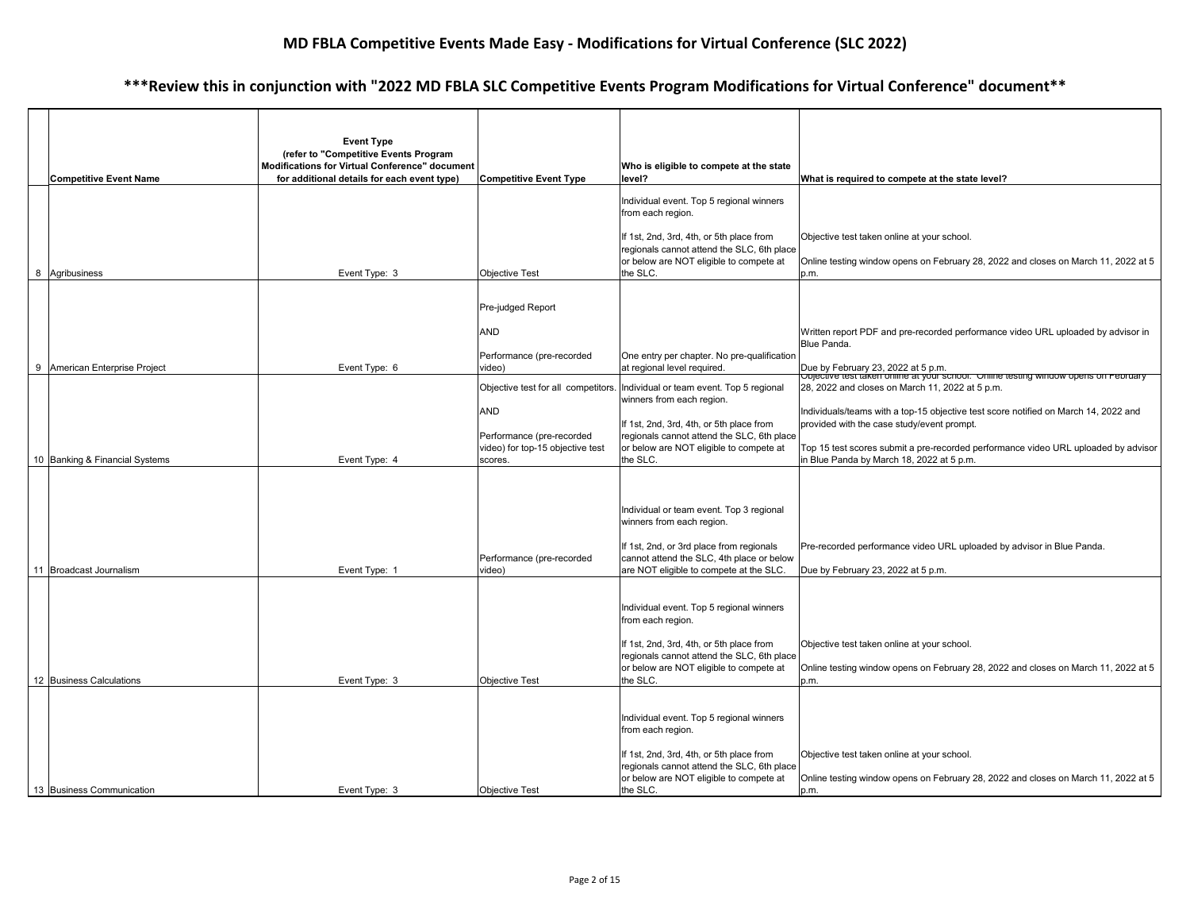## MD FBLA Competitive Events Made Easy - Modifications for Virtual Conference (SLC 2022)

### ***Review this in conjunction with "2022 MD FBLA SLC Competitive Events Program Modifications for Virtual Conference" document**

| | Competitive Event Name | Event Type (refer to "Competitive Events Program Modifications for Virtual Conference" document for additional details for each event type) | Competitive Event Type | Who is eligible to compete at the state level? | What is required to compete at the state level? |
|---|---|---|---|---|---|
| 8 | Agribusiness | Event Type: 3 | Objective Test | Individual event. Top 5 regional winners from each region.<br><br>If 1st, 2nd, 3rd, 4th, or 5th place from regionals cannot attend the SLC, 6th place or below are NOT eligible to compete at the SLC. | Objective test taken online at your school.<br><br>Online testing window opens on February 28, 2022 and closes on March 11, 2022 at 5 p.m. |
| 9 | American Enterprise Project | Event Type: 6 | Pre-judged Report<br><br>AND<br><br>Performance (pre-recorded video) | One entry per chapter. No pre-qualification at regional level required. | Written report PDF and pre-recorded performance video URL uploaded by advisor in Blue Panda.<br><br>Due by February 23, 2022 at 5 p.m. |
| 10 | Banking & Financial Systems | Event Type: 4 | Objective test for all competitors.<br><br>AND<br><br>Performance (pre-recorded video) for top-15 objective test scores. | Individual or team event. Top 5 regional winners from each region.<br><br>If 1st, 2nd, 3rd, 4th, or 5th place from regionals cannot attend the SLC, 6th place or below are NOT eligible to compete at the SLC. | Objective test taken online at your school. Online testing window opens on February 28, 2022 and closes on March 11, 2022 at 5 p.m.<br><br>Individuals/teams with a top-15 objective test score notified on March 14, 2022 and provided with the case study/event prompt.<br><br>Top 15 test scores submit a pre-recorded performance video URL uploaded by advisor in Blue Panda by March 18, 2022 at 5 p.m. |
| 11 | Broadcast Journalism | Event Type: 1 | Performance (pre-recorded video) | Individual or team event. Top 3 regional winners from each region.<br><br>If 1st, 2nd, or 3rd place from regionals cannot attend the SLC, 4th place or below are NOT eligible to compete at the SLC. | Pre-recorded performance video URL uploaded by advisor in Blue Panda.<br><br>Due by February 23, 2022 at 5 p.m. |
| 12 | Business Calculations | Event Type: 3 | Objective Test | Individual event. Top 5 regional winners from each region.<br><br>If 1st, 2nd, 3rd, 4th, or 5th place from regionals cannot attend the SLC, 6th place or below are NOT eligible to compete at the SLC. | Objective test taken online at your school.<br><br>Online testing window opens on February 28, 2022 and closes on March 11, 2022 at 5 p.m. |
| 13 | Business Communication | Event Type: 3 | Objective Test | Individual event. Top 5 regional winners from each region.<br><br>If 1st, 2nd, 3rd, 4th, or 5th place from regionals cannot attend the SLC, 6th place or below are NOT eligible to compete at the SLC. | Objective test taken online at your school.<br><br>Online testing window opens on February 28, 2022 and closes on March 11, 2022 at 5 p.m. |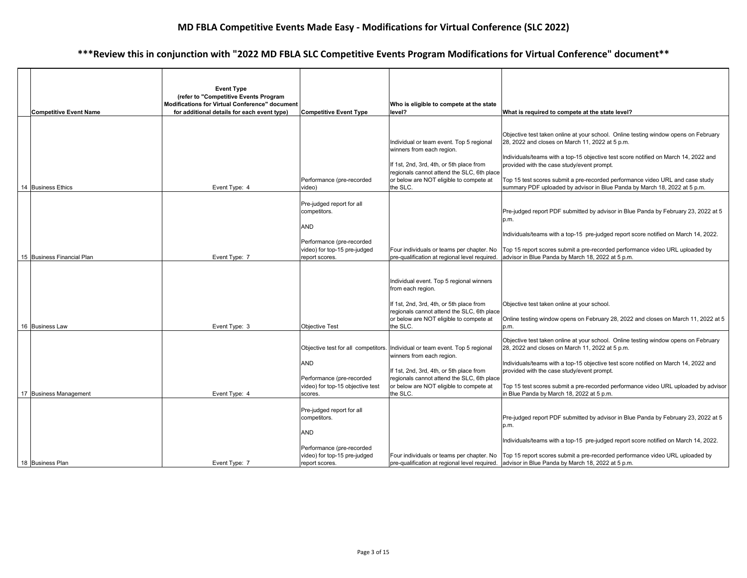# MD FBLA Competitive Events Made Easy - Modifications for Virtual Conference (SLC 2022)

## ***Review this in conjunction with "2022 MD FBLA SLC Competitive Events Program Modifications for Virtual Conference" document**

| | Competitive Event Name | Event Type (refer to "Competitive Events Program Modifications for Virtual Conference" document for additional details for each event type) | Competitive Event Type | Who is eligible to compete at the state level? | What is required to compete at the state level? |
|---|---|---|---|---|---|
| 14 | Business Ethics | Event Type: 4 | Performance (pre-recorded video) | Individual or team event. Top 5 regional winners from each region.<br><br>If 1st, 2nd, 3rd, 4th, or 5th place from regionals cannot attend the SLC, 6th place or below are NOT eligible to compete at the SLC. | Objective test taken online at your school. Online testing window opens on February 28, 2022 and closes on March 11, 2022 at 5 p.m.<br><br>Individuals/teams with a top-15 objective test score notified on March 14, 2022 and provided with the case study/event prompt.<br><br>Top 15 test scores submit a pre-recorded performance video URL and case study summary PDF uploaded by advisor in Blue Panda by March 18, 2022 at 5 p.m. |
| 15 | Business Financial Plan | Event Type: 7 | Pre-judged report for all competitors.<br><br>AND<br><br>Performance (pre-recorded video) for top-15 pre-judged report scores. | Four individuals or teams per chapter. No pre-qualification at regional level required. | Pre-judged report PDF submitted by advisor in Blue Panda by February 23, 2022 at 5 p.m.<br><br>Individuals/teams with a top-15 pre-judged report score notified on March 14, 2022.<br><br>Top 15 report scores submit a pre-recorded performance video URL uploaded by advisor in Blue Panda by March 18, 2022 at 5 p.m. |
| 16 | Business Law | Event Type: 3 | Objective Test | Individual event. Top 5 regional winners from each region.<br><br>If 1st, 2nd, 3rd, 4th, or 5th place from regionals cannot attend the SLC, 6th place or below are NOT eligible to compete at the SLC. | Objective test taken online at your school.<br><br>Online testing window opens on February 28, 2022 and closes on March 11, 2022 at 5 p.m. |
| 17 | Business Management | Event Type: 4 | Objective test for all competitors.<br><br>AND<br><br>Performance (pre-recorded video) for top-15 objective test scores. | Individual or team event. Top 5 regional winners from each region.<br><br>If 1st, 2nd, 3rd, 4th, or 5th place from regionals cannot attend the SLC, 6th place or below are NOT eligible to compete at the SLC. | Objective test taken online at your school. Online testing window opens on February 28, 2022 and closes on March 11, 2022 at 5 p.m.<br><br>Individuals/teams with a top-15 objective test score notified on March 14, 2022 and provided with the case study/event prompt.<br><br>Top 15 test scores submit a pre-recorded performance video URL uploaded by advisor in Blue Panda by March 18, 2022 at 5 p.m. |
| 18 | Business Plan | Event Type: 7 | Pre-judged report for all competitors.<br><br>AND<br><br>Performance (pre-recorded video) for top-15 pre-judged report scores. | Four individuals or teams per chapter. No pre-qualification at regional level required. | Pre-judged report PDF submitted by advisor in Blue Panda by February 23, 2022 at 5 p.m.<br><br>Individuals/teams with a top-15 pre-judged report score notified on March 14, 2022.<br><br>Top 15 report scores submit a pre-recorded performance video URL uploaded by advisor in Blue Panda by March 18, 2022 at 5 p.m. |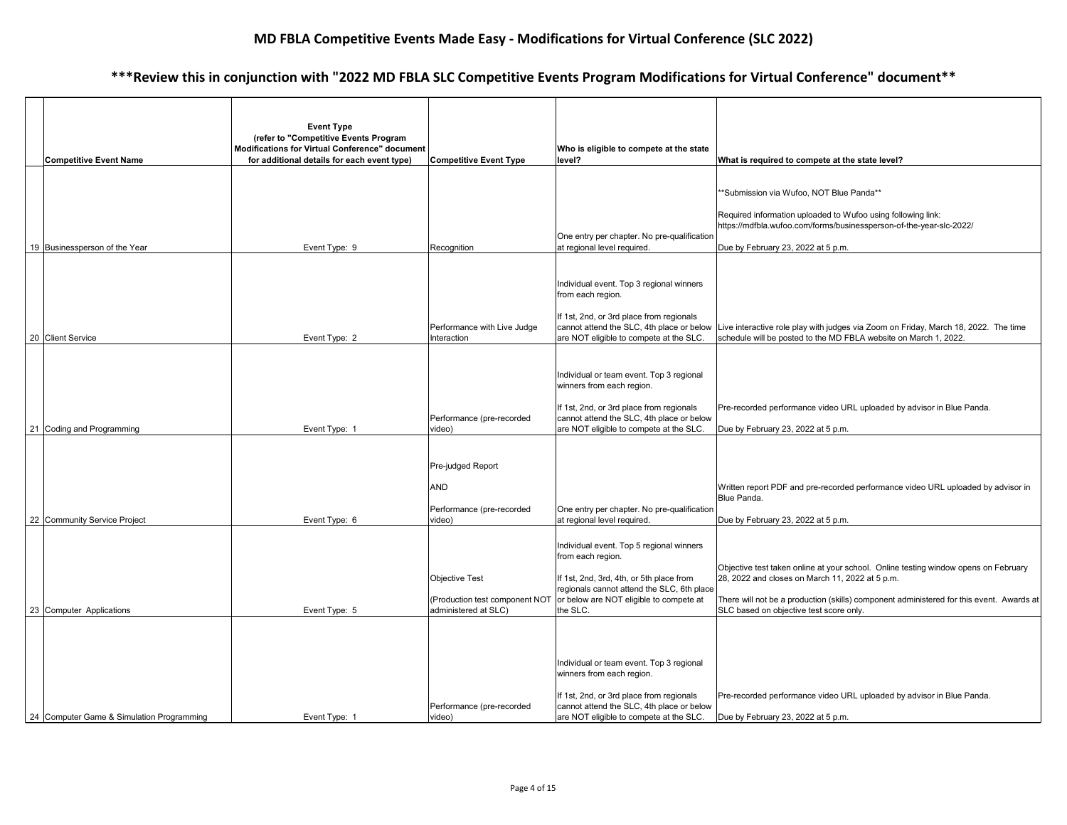## MD FBLA Competitive Events Made Easy - Modifications for Virtual Conference (SLC 2022)

## ***Review this in conjunction with "2022 MD FBLA SLC Competitive Events Program Modifications for Virtual Conference" document**

| | Competitive Event Name | Event Type (refer to "Competitive Events Program Modifications for Virtual Conference" document for additional details for each event type) | Competitive Event Type | Who is eligible to compete at the state level? | What is required to compete at the state level? |
|---|---|---|---|---|---|
| 19 | Businessperson of the Year | Event Type: 9 | Recognition | One entry per chapter. No pre-qualification at regional level required. | **Submission via Wufoo, NOT Blue Panda**<br><br>Required information uploaded to Wufoo using following link: https://mdfbla.wufoo.com/forms/businessperson-of-the-year-slc-2022/<br><br>Due by February 23, 2022 at 5 p.m. |
| 20 | Client Service | Event Type: 2 | Performance with Live Judge Interaction | Individual event. Top 3 regional winners from each region.<br><br>If 1st, 2nd, or 3rd place from regionals cannot attend the SLC, 4th place or below are NOT eligible to compete at the SLC. | Live interactive role play with judges via Zoom on Friday, March 18, 2022. The time schedule will be posted to the MD FBLA website on March 1, 2022. |
| 21 | Coding and Programming | Event Type: 1 | Performance (pre-recorded video) | Individual or team event. Top 3 regional winners from each region.<br><br>If 1st, 2nd, or 3rd place from regionals cannot attend the SLC, 4th place or below are NOT eligible to compete at the SLC. | Pre-recorded performance video URL uploaded by advisor in Blue Panda.<br><br>Due by February 23, 2022 at 5 p.m. |
| 22 | Community Service Project | Event Type: 6 | Pre-judged Report<br><br>AND<br><br>Performance (pre-recorded video) | One entry per chapter. No pre-qualification at regional level required. | Written report PDF and pre-recorded performance video URL uploaded by advisor in Blue Panda.<br><br>Due by February 23, 2022 at 5 p.m. |
| 23 | Computer Applications | Event Type: 5 | Objective Test<br><br>(Production test component NOT administered at SLC) | Individual event. Top 5 regional winners from each region.<br><br>If 1st, 2nd, 3rd, 4th, or 5th place from regionals cannot attend the SLC, 6th place or below are NOT eligible to compete at the SLC. | Objective test taken online at your school. Online testing window opens on February 28, 2022 and closes on March 11, 2022 at 5 p.m.<br><br>There will not be a production (skills) component administered for this event. Awards at SLC based on objective test score only. |
| 24 | Computer Game & Simulation Programming | Event Type: 1 | Performance (pre-recorded video) | Individual or team event. Top 3 regional winners from each region.<br><br>If 1st, 2nd, or 3rd place from regionals cannot attend the SLC, 4th place or below are NOT eligible to compete at the SLC. | Pre-recorded performance video URL uploaded by advisor in Blue Panda.<br><br>Due by February 23, 2022 at 5 p.m. |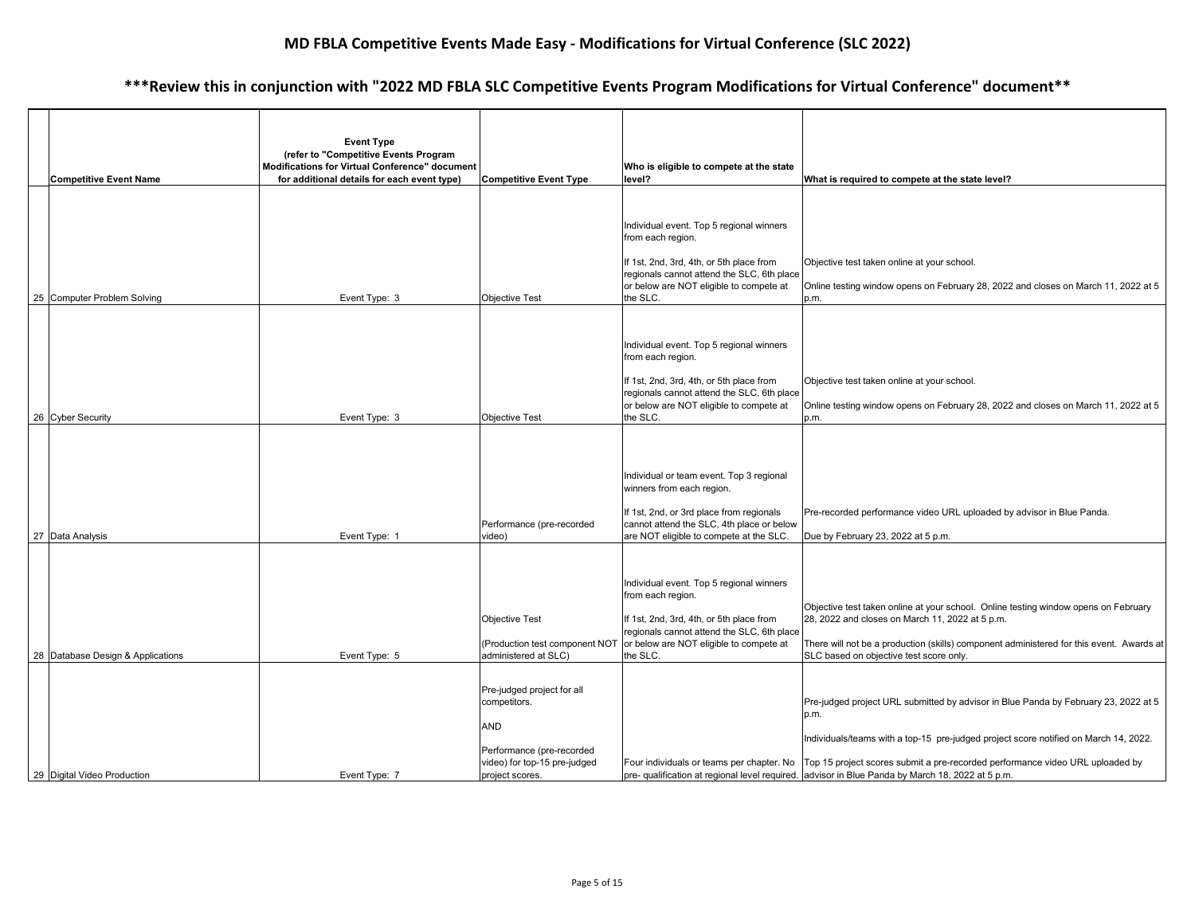# MD FBLA Competitive Events Made Easy - Modifications for Virtual Conference (SLC 2022)

## ***Review this in conjunction with "2022 MD FBLA SLC Competitive Events Program Modifications for Virtual Conference" document**

| | Competitive Event Name | Event Type (refer to "Competitive Events Program Modifications for Virtual Conference" document for additional details for each event type) | Competitive Event Type | Who is eligible to compete at the state level? | What is required to compete at the state level? |
|---|---|---|---|---|---|
| 25 | Computer Problem Solving | Event Type: 3 | Objective Test | Individual event. Top 5 regional winners from each region.<br><br>If 1st, 2nd, 3rd, 4th, or 5th place from regionals cannot attend the SLC, 6th place or below are NOT eligible to compete at the SLC. | Objective test taken online at your school.<br><br>Online testing window opens on February 28, 2022 and closes on March 11, 2022 at 5 p.m. |
| 26 | Cyber Security | Event Type: 3 | Objective Test | Individual event. Top 5 regional winners from each region.<br><br>If 1st, 2nd, 3rd, 4th, or 5th place from regionals cannot attend the SLC, 6th place or below are NOT eligible to compete at the SLC. | Objective test taken online at your school.<br><br>Online testing window opens on February 28, 2022 and closes on March 11, 2022 at 5 p.m. |
| 27 | Data Analysis | Event Type: 1 | Performance (pre-recorded video) | Individual or team event. Top 3 regional winners from each region.<br><br>If 1st, 2nd, or 3rd place from regionals cannot attend the SLC, 4th place or below are NOT eligible to compete at the SLC. | Pre-recorded performance video URL uploaded by advisor in Blue Panda.<br><br>Due by February 23, 2022 at 5 p.m. |
| 28 | Database Design & Applications | Event Type: 5 | Objective Test<br><br>(Production test component NOT administered at SLC) | Individual event. Top 5 regional winners from each region.<br><br>If 1st, 2nd, 3rd, 4th, or 5th place from regionals cannot attend the SLC, 6th place or below are NOT eligible to compete at the SLC. | Objective test taken online at your school. Online testing window opens on February 28, 2022 and closes on March 11, 2022 at 5 p.m.<br><br>There will not be a production (skills) component administered for this event. Awards at SLC based on objective test score only. |
| 29 | Digital Video Production | Event Type: 7 | Pre-judged project for all competitors.<br><br>AND<br><br>Performance (pre-recorded video) for top-15 pre-judged project scores. | Four individuals or teams per chapter. No pre- qualification at regional level required. | Pre-judged project URL submitted by advisor in Blue Panda by February 23, 2022 at 5 p.m.<br><br>Individuals/teams with a top-15 pre-judged project score notified on March 14, 2022.<br><br>Top 15 project scores submit a pre-recorded performance video URL uploaded by advisor in Blue Panda by March 18, 2022 at 5 p.m. |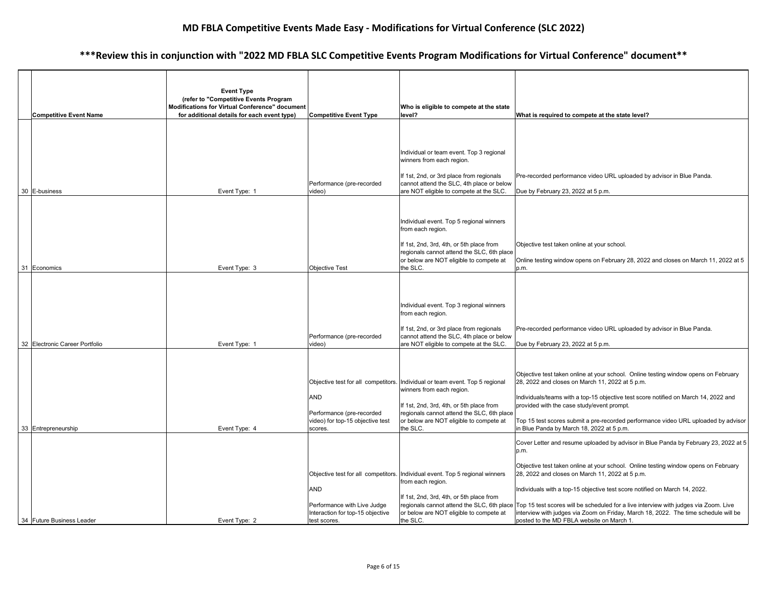# MD FBLA Competitive Events Made Easy - Modifications for Virtual Conference (SLC 2022)

## ***Review this in conjunction with "2022 MD FBLA SLC Competitive Events Program Modifications for Virtual Conference" document**

| | Competitive Event Name | Event Type (refer to "Competitive Events Program Modifications for Virtual Conference" document for additional details for each event type) | Competitive Event Type | Who is eligible to compete at the state level? | What is required to compete at the state level? |
|---|---|---|---|---|---|
| 30 | E-business | Event Type: 1 | Performance (pre-recorded video) | Individual or team event. Top 3 regional winners from each region.<br><br>If 1st, 2nd, or 3rd place from regionals cannot attend the SLC, 4th place or below are NOT eligible to compete at the SLC. | Pre-recorded performance video URL uploaded by advisor in Blue Panda.<br><br>Due by February 23, 2022 at 5 p.m. |
| 31 | Economics | Event Type: 3 | Objective Test | Individual event. Top 5 regional winners from each region.<br><br>If 1st, 2nd, 3rd, 4th, or 5th place from regionals cannot attend the SLC, 6th place or below are NOT eligible to compete at the SLC. | Objective test taken online at your school.<br><br>Online testing window opens on February 28, 2022 and closes on March 11, 2022 at 5 p.m. |
| 32 | Electronic Career Portfolio | Event Type: 1 | Performance (pre-recorded video) | Individual event. Top 3 regional winners from each region.<br><br>If 1st, 2nd, or 3rd place from regionals cannot attend the SLC, 4th place or below are NOT eligible to compete at the SLC. | Pre-recorded performance video URL uploaded by advisor in Blue Panda.<br><br>Due by February 23, 2022 at 5 p.m. |
| 33 | Entrepreneurship | Event Type: 4 | Objective test for all competitors.<br><br>AND<br><br>Performance (pre-recorded video) for top-15 objective test scores. | Individual or team event. Top 5 regional winners from each region.<br><br>If 1st, 2nd, 3rd, 4th, or 5th place from regionals cannot attend the SLC, 6th place or below are NOT eligible to compete at the SLC. | Objective test taken online at your school. Online testing window opens on February 28, 2022 and closes on March 11, 2022 at 5 p.m.<br><br>Individuals/teams with a top-15 objective test score notified on March 14, 2022 and provided with the case study/event prompt.<br><br>Top 15 test scores submit a pre-recorded performance video URL uploaded by advisor in Blue Panda by March 18, 2022 at 5 p.m. |
| 34 | Future Business Leader | Event Type: 2 | Objective test for all competitors.<br><br>AND<br><br>Performance with Live Judge Interaction for top-15 objective test scores. | Individual event. Top 5 regional winners from each region.<br><br>If 1st, 2nd, 3rd, 4th, or 5th place from regionals cannot attend the SLC, 6th place or below are NOT eligible to compete at the SLC. | Cover Letter and resume uploaded by advisor in Blue Panda by February 23, 2022 at 5 p.m.<br><br>Objective test taken online at your school. Online testing window opens on February 28, 2022 and closes on March 11, 2022 at 5 p.m.<br><br>Individuals with a top-15 objective test score notified on March 14, 2022.<br><br>Top 15 test scores will be scheduled for a live interview with judges via Zoom. Live interview with judges via Zoom on Friday, March 18, 2022. The time schedule will be posted to the MD FBLA website on March 1. |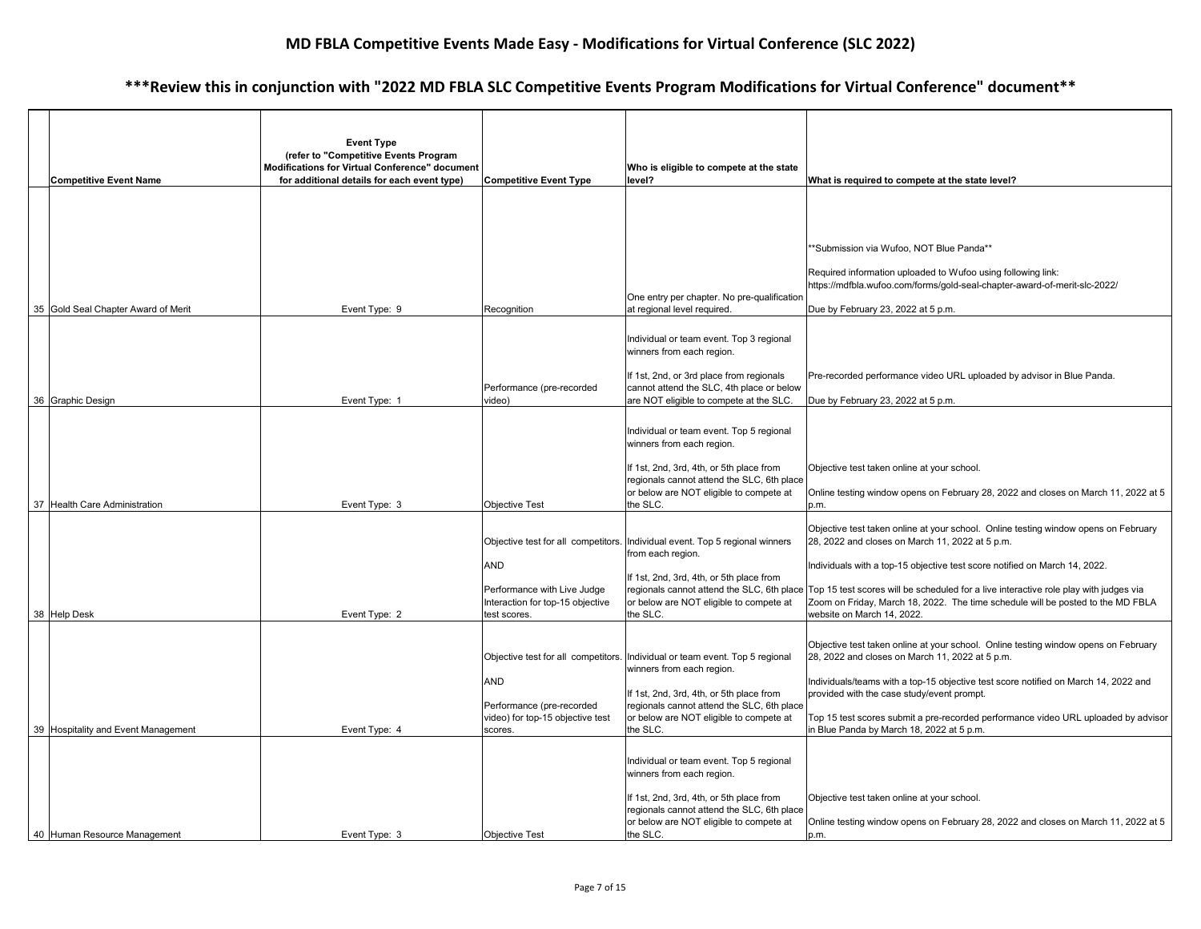# MD FBLA Competitive Events Made Easy - Modifications for Virtual Conference (SLC 2022)

## ***Review this in conjunction with "2022 MD FBLA SLC Competitive Events Program Modifications for Virtual Conference" document**

| | Competitive Event Name | Event Type (refer to "Competitive Events Program Modifications for Virtual Conference" document for additional details for each event type) | Competitive Event Type | Who is eligible to compete at the state level? | What is required to compete at the state level? |
|---|---|---|---|---|---|
| 35 | Gold Seal Chapter Award of Merit | Event Type: 9 | Recognition | One entry per chapter. No pre-qualification at regional level required. | **Submission via Wufoo, NOT Blue Panda**<br><br>Required information uploaded to Wufoo using following link: https://mdfbla.wufoo.com/forms/gold-seal-chapter-award-of-merit-slc-2022/<br><br>Due by February 23, 2022 at 5 p.m. |
| 36 | Graphic Design | Event Type: 1 | Performance (pre-recorded video) | Individual or team event. Top 3 regional winners from each region.<br><br>If 1st, 2nd, or 3rd place from regionals cannot attend the SLC, 4th place or below are NOT eligible to compete at the SLC. | Pre-recorded performance video URL uploaded by advisor in Blue Panda.<br><br>Due by February 23, 2022 at 5 p.m. |
| 37 | Health Care Administration | Event Type: 3 | Objective Test | Individual or team event. Top 5 regional winners from each region.<br><br>If 1st, 2nd, 3rd, 4th, or 5th place from regionals cannot attend the SLC, 6th place or below are NOT eligible to compete at the SLC. | Objective test taken online at your school.<br><br>Online testing window opens on February 28, 2022 and closes on March 11, 2022 at 5 p.m. |
| 38 | Help Desk | Event Type: 2 | Objective test for all competitors.<br><br>AND<br><br>Performance with Live Judge Interaction for top-15 objective test scores. | Individual event. Top 5 regional winners from each region.<br><br>If 1st, 2nd, 3rd, 4th, or 5th place from regionals cannot attend the SLC, 6th place or below are NOT eligible to compete at the SLC. | Objective test taken online at your school. Online testing window opens on February 28, 2022 and closes on March 11, 2022 at 5 p.m.<br><br>Individuals with a top-15 objective test score notified on March 14, 2022.<br><br>Top 15 test scores will be scheduled for a live interactive role play with judges via Zoom on Friday, March 18, 2022. The time schedule will be posted to the MD FBLA website on March 14, 2022. |
| 39 | Hospitality and Event Management | Event Type: 4 | Objective test for all competitors.<br><br>AND<br><br>Performance (pre-recorded video) for top-15 objective test scores. | Individual or team event. Top 5 regional winners from each region.<br><br>If 1st, 2nd, 3rd, 4th, or 5th place from regionals cannot attend the SLC, 6th place or below are NOT eligible to compete at the SLC. | Objective test taken online at your school. Online testing window opens on February 28, 2022 and closes on March 11, 2022 at 5 p.m.<br><br>Individuals/teams with a top-15 objective test score notified on March 14, 2022 and provided with the case study/event prompt.<br><br>Top 15 test scores submit a pre-recorded performance video URL uploaded by advisor in Blue Panda by March 18, 2022 at 5 p.m. |
| 40 | Human Resource Management | Event Type: 3 | Objective Test | Individual or team event. Top 5 regional winners from each region.<br><br>If 1st, 2nd, 3rd, 4th, or 5th place from regionals cannot attend the SLC, 6th place or below are NOT eligible to compete at the SLC. | Objective test taken online at your school.<br><br>Online testing window opens on February 28, 2022 and closes on March 11, 2022 at 5 p.m. |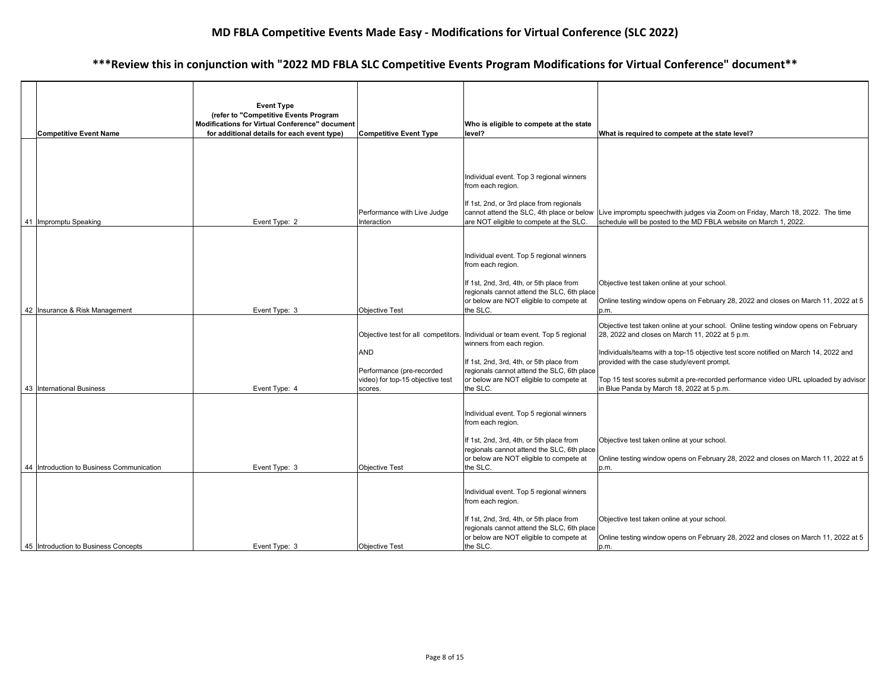# MD FBLA Competitive Events Made Easy - Modifications for Virtual Conference (SLC 2022)

## ***Review this in conjunction with "2022 MD FBLA SLC Competitive Events Program Modifications for Virtual Conference" document**

| | Competitive Event Name | Event Type (refer to "Competitive Events Program Modifications for Virtual Conference" document for additional details for each event type) | Competitive Event Type | Who is eligible to compete at the state level? | What is required to compete at the state level? |
|---|---|---|---|---|---|
| 41 | Impromptu Speaking | Event Type: 2 | Performance with Live Judge Interaction | Individual event. Top 3 regional winners from each region.<br><br>If 1st, 2nd, or 3rd place from regionals cannot attend the SLC, 4th place or below are NOT eligible to compete at the SLC. | Live impromptu speechwith judges via Zoom on Friday, March 18, 2022. The time schedule will be posted to the MD FBLA website on March 1, 2022. |
| 42 | Insurance & Risk Management | Event Type: 3 | Objective Test | Individual event. Top 5 regional winners from each region.<br><br>If 1st, 2nd, 3rd, 4th, or 5th place from regionals cannot attend the SLC, 6th place or below are NOT eligible to compete at the SLC. | Objective test taken online at your school.<br><br>Online testing window opens on February 28, 2022 and closes on March 11, 2022 at 5 p.m. |
| 43 | International Business | Event Type: 4 | Objective test for all competitors.<br><br>AND<br><br>Performance (pre-recorded video) for top-15 objective test scores. | Individual or team event. Top 5 regional winners from each region.<br><br>If 1st, 2nd, 3rd, 4th, or 5th place from regionals cannot attend the SLC, 6th place or below are NOT eligible to compete at the SLC. | Objective test taken online at your school. Online testing window opens on February 28, 2022 and closes on March 11, 2022 at 5 p.m.<br><br>Individuals/teams with a top-15 objective test score notified on March 14, 2022 and provided with the case study/event prompt.<br><br>Top 15 test scores submit a pre-recorded performance video URL uploaded by advisor in Blue Panda by March 18, 2022 at 5 p.m. |
| 44 | Introduction to Business Communication | Event Type: 3 | Objective Test | Individual event. Top 5 regional winners from each region.<br><br>If 1st, 2nd, 3rd, 4th, or 5th place from regionals cannot attend the SLC, 6th place or below are NOT eligible to compete at the SLC. | Objective test taken online at your school.<br><br>Online testing window opens on February 28, 2022 and closes on March 11, 2022 at 5 p.m. |
| 45 | Introduction to Business Concepts | Event Type: 3 | Objective Test | Individual event. Top 5 regional winners from each region.<br><br>If 1st, 2nd, 3rd, 4th, or 5th place from regionals cannot attend the SLC, 6th place or below are NOT eligible to compete at the SLC. | Objective test taken online at your school.<br><br>Online testing window opens on February 28, 2022 and closes on March 11, 2022 at 5 p.m. |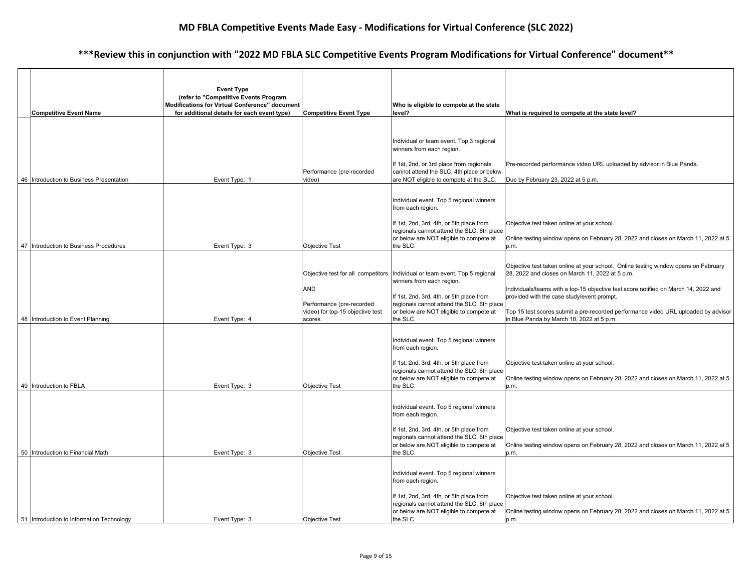# MD FBLA Competitive Events Made Easy - Modifications for Virtual Conference (SLC 2022)

## ***Review this in conjunction with "2022 MD FBLA SLC Competitive Events Program Modifications for Virtual Conference" document**

| | Competitive Event Name | Event Type (refer to "Competitive Events Program Modifications for Virtual Conference" document for additional details for each event type) | Competitive Event Type | Who is eligible to compete at the state level? | What is required to compete at the state level? |
|---|---|---|---|---|---|
| 46 | Introduction to Business Presentation | Event Type: 1 | Performance (pre-recorded video) | Individual or team event. Top 3 regional winners from each region.<br><br>If 1st, 2nd, or 3rd place from regionals cannot attend the SLC, 4th place or below are NOT eligible to compete at the SLC. | Pre-recorded performance video URL uploaded by advisor in Blue Panda.<br><br>Due by February 23, 2022 at 5 p.m. |
| 47 | Introduction to Business Procedures | Event Type: 3 | Objective Test | Individual event. Top 5 regional winners from each region.<br><br>If 1st, 2nd, 3rd, 4th, or 5th place from regionals cannot attend the SLC, 6th place or below are NOT eligible to compete at the SLC. | Objective test taken online at your school.<br><br>Online testing window opens on February 28, 2022 and closes on March 11, 2022 at 5 p.m. |
| 48 | Introduction to Event Planning | Event Type: 4 | Objective test for all competitors.<br><br>AND<br><br>Performance (pre-recorded video) for top-15 objective test scores. | Individual or team event. Top 5 regional winners from each region.<br><br>If 1st, 2nd, 3rd, 4th, or 5th place from regionals cannot attend the SLC, 6th place or below are NOT eligible to compete at the SLC. | Objective test taken online at your school. Online testing window opens on February 28, 2022 and closes on March 11, 2022 at 5 p.m.<br><br>Individuals/teams with a top-15 objective test score notified on March 14, 2022 and provided with the case study/event prompt.<br><br>Top 15 test scores submit a pre-recorded performance video URL uploaded by advisor in Blue Panda by March 18, 2022 at 5 p.m. |
| 49 | Introduction to FBLA | Event Type: 3 | Objective Test | Individual event. Top 5 regional winners from each region.<br><br>If 1st, 2nd, 3rd, 4th, or 5th place from regionals cannot attend the SLC, 6th place or below are NOT eligible to compete at the SLC. | Objective test taken online at your school.<br><br>Online testing window opens on February 28, 2022 and closes on March 11, 2022 at 5 p.m. |
| 50 | Introduction to Financial Math | Event Type: 3 | Objective Test | Individual event. Top 5 regional winners from each region.<br><br>If 1st, 2nd, 3rd, 4th, or 5th place from regionals cannot attend the SLC, 6th place or below are NOT eligible to compete at the SLC. | Objective test taken online at your school.<br><br>Online testing window opens on February 28, 2022 and closes on March 11, 2022 at 5 p.m. |
| 51 | Introduction to Information Technology | Event Type: 3 | Objective Test | Individual event. Top 5 regional winners from each region.<br><br>If 1st, 2nd, 3rd, 4th, or 5th place from regionals cannot attend the SLC, 6th place or below are NOT eligible to compete at the SLC. | Objective test taken online at your school.<br><br>Online testing window opens on February 28, 2022 and closes on March 11, 2022 at 5 p.m. |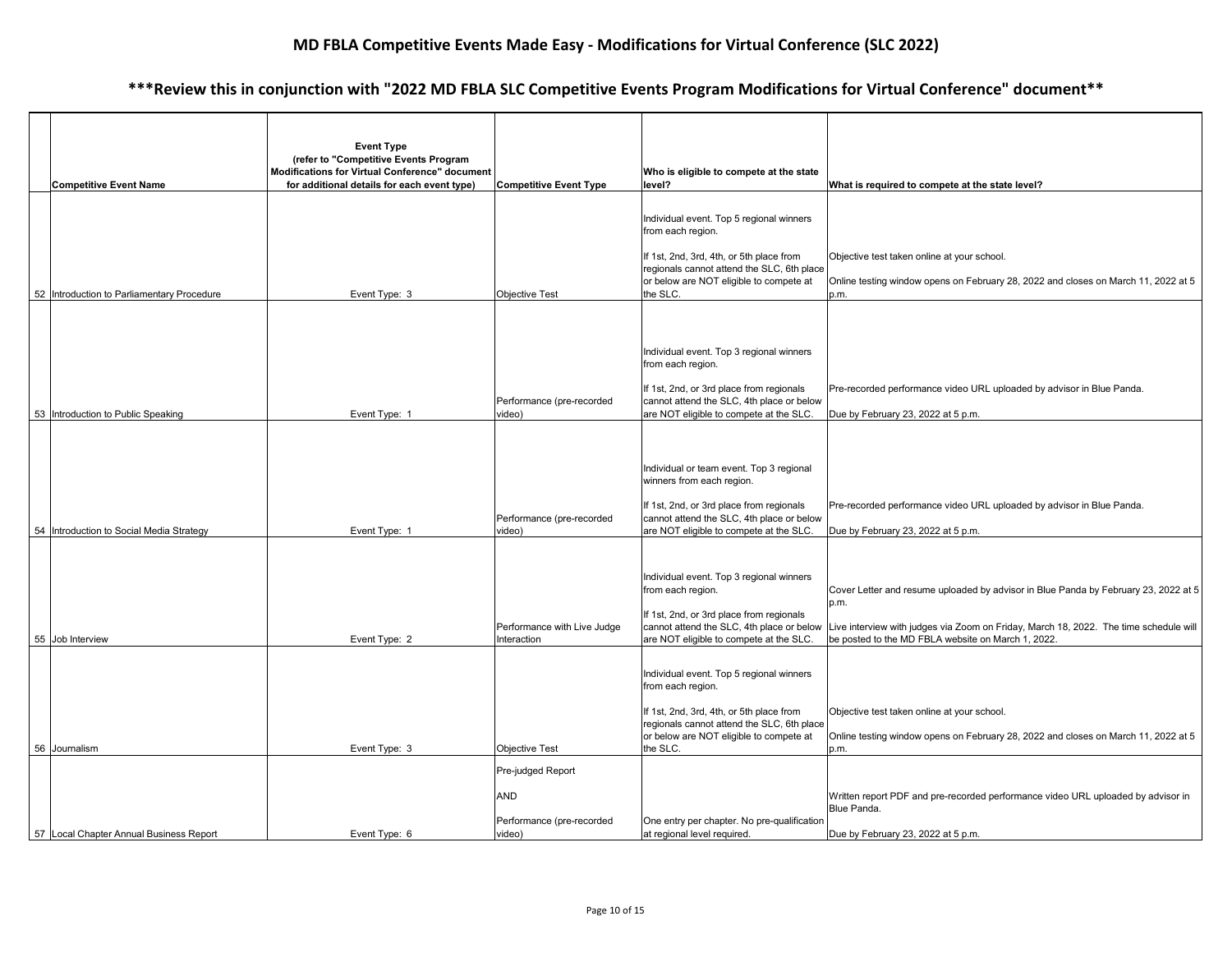# MD FBLA Competitive Events Made Easy - Modifications for Virtual Conference (SLC 2022)

## ***Review this in conjunction with "2022 MD FBLA SLC Competitive Events Program Modifications for Virtual Conference" document**

| | Competitive Event Name | Event Type (refer to "Competitive Events Program Modifications for Virtual Conference" document for additional details for each event type) | Competitive Event Type | Who is eligible to compete at the state level? | What is required to compete at the state level? |
|---|---|---|---|---|---|
| 52 | Introduction to Parliamentary Procedure | Event Type: 3 | Objective Test | Individual event. Top 5 regional winners from each region.<br><br>If 1st, 2nd, 3rd, 4th, or 5th place from regionals cannot attend the SLC, 6th place or below are NOT eligible to compete at the SLC. | Objective test taken online at your school.<br><br>Online testing window opens on February 28, 2022 and closes on March 11, 2022 at 5 p.m. |
| 53 | Introduction to Public Speaking | Event Type: 1 | Performance (pre-recorded video) | Individual event. Top 3 regional winners from each region.<br><br>If 1st, 2nd, or 3rd place from regionals cannot attend the SLC, 4th place or below are NOT eligible to compete at the SLC. | Pre-recorded performance video URL uploaded by advisor in Blue Panda.<br><br>Due by February 23, 2022 at 5 p.m. |
| 54 | Introduction to Social Media Strategy | Event Type: 1 | Performance (pre-recorded video) | Individual or team event. Top 3 regional winners from each region.<br><br>If 1st, 2nd, or 3rd place from regionals cannot attend the SLC, 4th place or below are NOT eligible to compete at the SLC. | Pre-recorded performance video URL uploaded by advisor in Blue Panda.<br><br>Due by February 23, 2022 at 5 p.m. |
| 55 | Job Interview | Event Type: 2 | Performance with Live Judge Interaction | Individual event. Top 3 regional winners from each region.<br><br>If 1st, 2nd, or 3rd place from regionals cannot attend the SLC, 4th place or below are NOT eligible to compete at the SLC. | Cover Letter and resume uploaded by advisor in Blue Panda by February 23, 2022 at 5 p.m.<br><br>Live interview with judges via Zoom on Friday, March 18, 2022. The time schedule will be posted to the MD FBLA website on March 1, 2022. |
| 56 | Journalism | Event Type: 3 | Objective Test | Individual event. Top 5 regional winners from each region.<br><br>If 1st, 2nd, 3rd, 4th, or 5th place from regionals cannot attend the SLC, 6th place or below are NOT eligible to compete at the SLC. | Objective test taken online at your school.<br><br>Online testing window opens on February 28, 2022 and closes on March 11, 2022 at 5 p.m. |
| 57 | Local Chapter Annual Business Report | Event Type: 6 | Pre-judged Report<br><br>AND<br><br>Performance (pre-recorded video) | One entry per chapter. No pre-qualification at regional level required. | Written report PDF and pre-recorded performance video URL uploaded by advisor in Blue Panda.<br><br>Due by February 23, 2022 at 5 p.m. |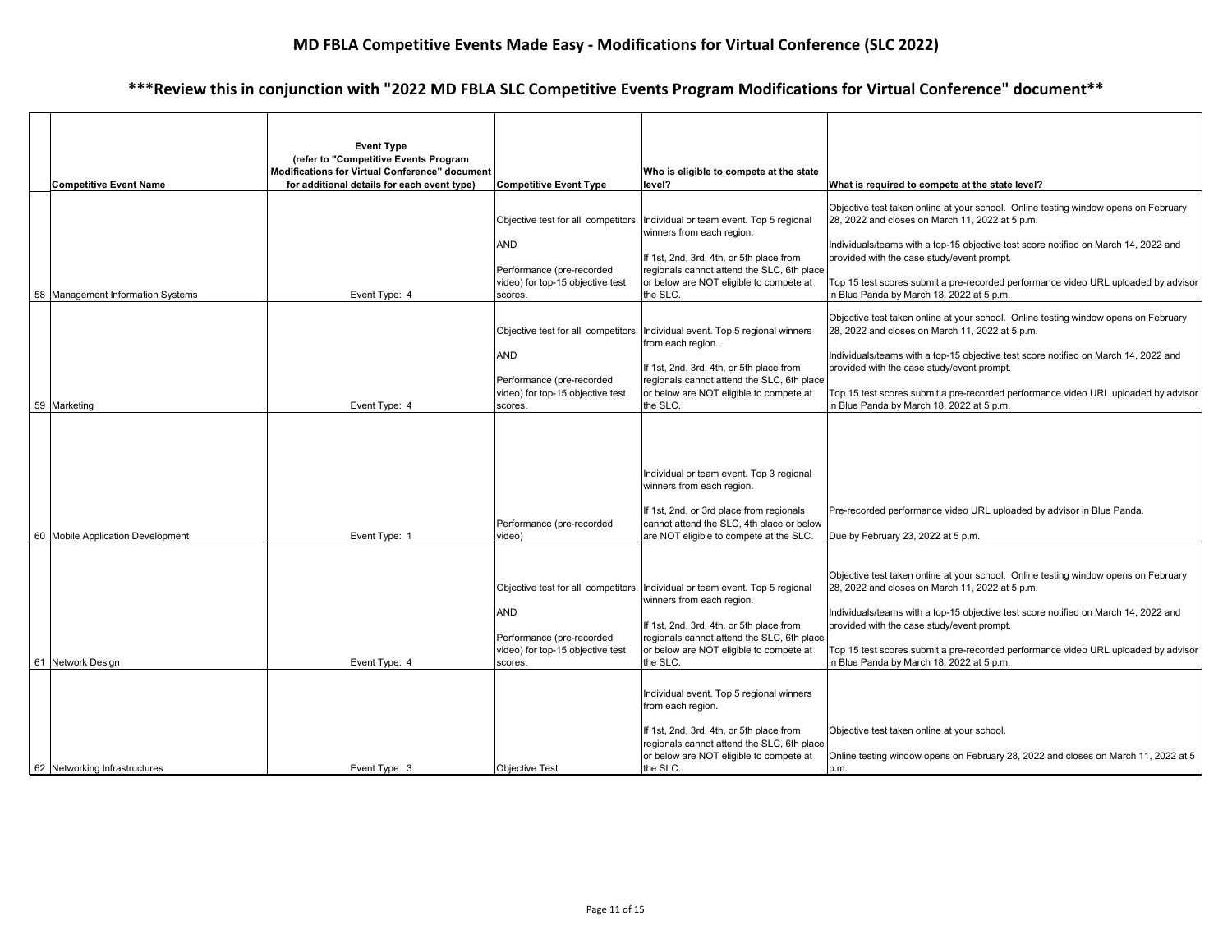# MD FBLA Competitive Events Made Easy - Modifications for Virtual Conference (SLC 2022)

## ***Review this in conjunction with "2022 MD FBLA SLC Competitive Events Program Modifications for Virtual Conference" document**

| | Competitive Event Name | Event Type (refer to "Competitive Events Program Modifications for Virtual Conference" document for additional details for each event type) | Competitive Event Type | Who is eligible to compete at the state level? | What is required to compete at the state level? |
|---|---|---|---|---|---|
| 58 | Management Information Systems | Event Type: 4 | Objective test for all competitors.<br><br>AND<br><br>Performance (pre-recorded video) for top-15 objective test scores. | Individual or team event. Top 5 regional winners from each region.<br><br>If 1st, 2nd, 3rd, 4th, or 5th place from regionals cannot attend the SLC, 6th place or below are NOT eligible to compete at the SLC. | Objective test taken online at your school. Online testing window opens on February 28, 2022 and closes on March 11, 2022 at 5 p.m.<br><br>Individuals/teams with a top-15 objective test score notified on March 14, 2022 and provided with the case study/event prompt.<br><br>Top 15 test scores submit a pre-recorded performance video URL uploaded by advisor in Blue Panda by March 18, 2022 at 5 p.m. |
| 59 | Marketing | Event Type: 4 | Objective test for all competitors.<br><br>AND<br><br>Performance (pre-recorded video) for top-15 objective test scores. | Individual event. Top 5 regional winners from each region.<br><br>If 1st, 2nd, 3rd, 4th, or 5th place from regionals cannot attend the SLC, 6th place or below are NOT eligible to compete at the SLC. | Objective test taken online at your school. Online testing window opens on February 28, 2022 and closes on March 11, 2022 at 5 p.m.<br><br>Individuals/teams with a top-15 objective test score notified on March 14, 2022 and provided with the case study/event prompt.<br><br>Top 15 test scores submit a pre-recorded performance video URL uploaded by advisor in Blue Panda by March 18, 2022 at 5 p.m. |
| 60 | Mobile Application Development | Event Type: 1 | Performance (pre-recorded video) | Individual or team event. Top 3 regional winners from each region.<br><br>If 1st, 2nd, or 3rd place from regionals cannot attend the SLC, 4th place or below are NOT eligible to compete at the SLC. | Pre-recorded performance video URL uploaded by advisor in Blue Panda.<br><br>Due by February 23, 2022 at 5 p.m. |
| 61 | Network Design | Event Type: 4 | Objective test for all competitors.<br><br>AND<br><br>Performance (pre-recorded video) for top-15 objective test scores. | Individual or team event. Top 5 regional winners from each region.<br><br>If 1st, 2nd, 3rd, 4th, or 5th place from regionals cannot attend the SLC, 6th place or below are NOT eligible to compete at the SLC. | Objective test taken online at your school. Online testing window opens on February 28, 2022 and closes on March 11, 2022 at 5 p.m.<br><br>Individuals/teams with a top-15 objective test score notified on March 14, 2022 and provided with the case study/event prompt.<br><br>Top 15 test scores submit a pre-recorded performance video URL uploaded by advisor in Blue Panda by March 18, 2022 at 5 p.m. |
| 62 | Networking Infrastructures | Event Type: 3 | Objective Test | Individual event. Top 5 regional winners from each region.<br><br>If 1st, 2nd, 3rd, 4th, or 5th place from regionals cannot attend the SLC, 6th place or below are NOT eligible to compete at the SLC. | Objective test taken online at your school.<br><br>Online testing window opens on February 28, 2022 and closes on March 11, 2022 at 5 p.m. |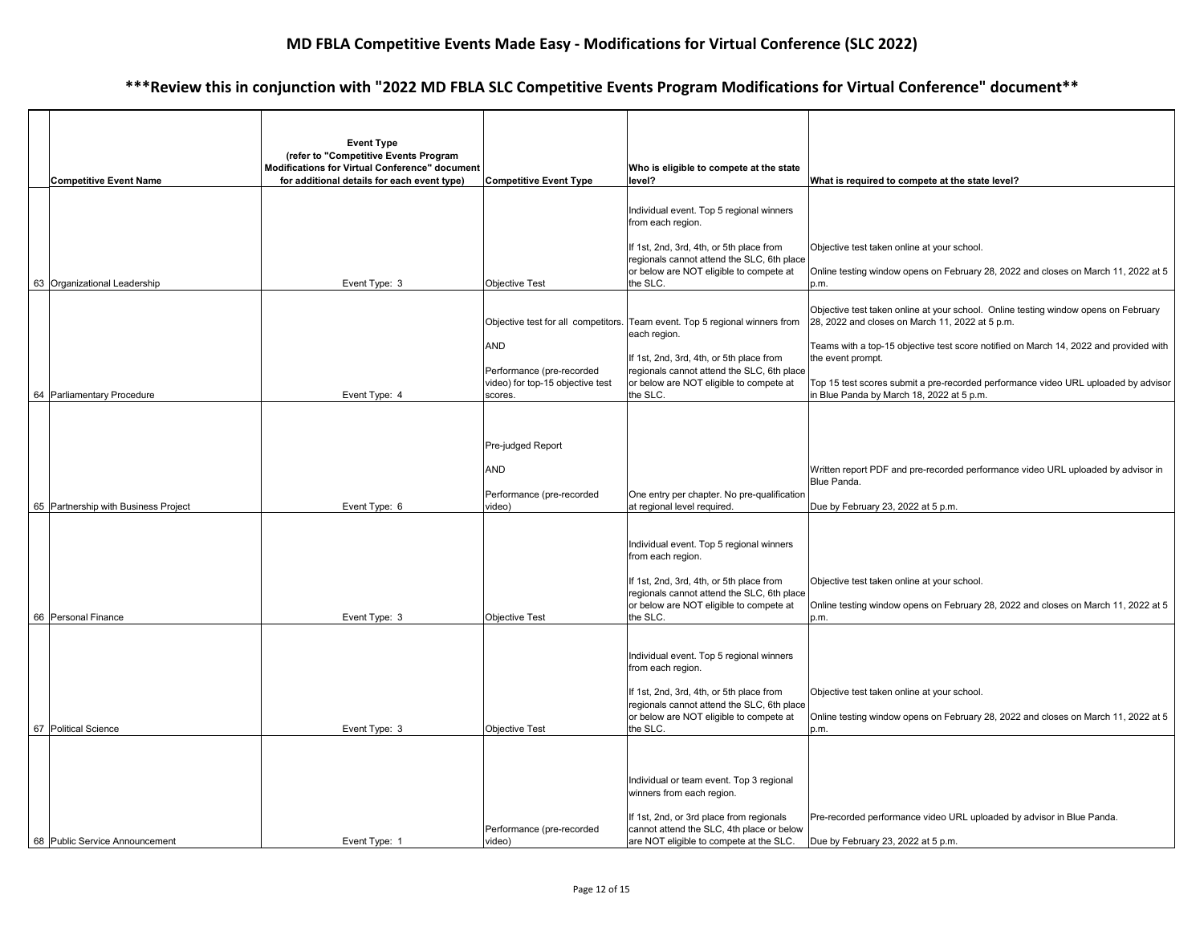# MD FBLA Competitive Events Made Easy - Modifications for Virtual Conference (SLC 2022)

## ***Review this in conjunction with "2022 MD FBLA SLC Competitive Events Program Modifications for Virtual Conference" document**

| | Competitive Event Name | Event Type (refer to "Competitive Events Program Modifications for Virtual Conference" document for additional details for each event type) | Competitive Event Type | Who is eligible to compete at the state level? | What is required to compete at the state level? |
|---|---|---|---|---|---|
| 63 | Organizational Leadership | Event Type: 3 | Objective Test | Individual event. Top 5 regional winners from each region.<br><br>If 1st, 2nd, 3rd, 4th, or 5th place from regionals cannot attend the SLC, 6th place or below are NOT eligible to compete at the SLC. | Objective test taken online at your school.<br><br>Online testing window opens on February 28, 2022 and closes on March 11, 2022 at 5 p.m. |
| 64 | Parliamentary Procedure | Event Type: 4 | Objective test for all competitors.<br><br>AND<br><br>Performance (pre-recorded video) for top-15 objective test scores. | Team event. Top 5 regional winners from each region.<br><br>If 1st, 2nd, 3rd, 4th, or 5th place from regionals cannot attend the SLC, 6th place or below are NOT eligible to compete at the SLC. | Objective test taken online at your school. Online testing window opens on February 28, 2022 and closes on March 11, 2022 at 5 p.m.<br><br>Teams with a top-15 objective test score notified on March 14, 2022 and provided with the event prompt.<br><br>Top 15 test scores submit a pre-recorded performance video URL uploaded by advisor in Blue Panda by March 18, 2022 at 5 p.m. |
| 65 | Partnership with Business Project | Event Type: 6 | Pre-judged Report<br><br>AND<br><br>Performance (pre-recorded video) | One entry per chapter. No pre-qualification at regional level required. | Written report PDF and pre-recorded performance video URL uploaded by advisor in Blue Panda.<br><br>Due by February 23, 2022 at 5 p.m. |
| 66 | Personal Finance | Event Type: 3 | Objective Test | Individual event. Top 5 regional winners from each region.<br><br>If 1st, 2nd, 3rd, 4th, or 5th place from regionals cannot attend the SLC, 6th place or below are NOT eligible to compete at the SLC. | Objective test taken online at your school.<br><br>Online testing window opens on February 28, 2022 and closes on March 11, 2022 at 5 p.m. |
| 67 | Political Science | Event Type: 3 | Objective Test | Individual event. Top 5 regional winners from each region.<br><br>If 1st, 2nd, 3rd, 4th, or 5th place from regionals cannot attend the SLC, 6th place or below are NOT eligible to compete at the SLC. | Objective test taken online at your school.<br><br>Online testing window opens on February 28, 2022 and closes on March 11, 2022 at 5 p.m. |
| 68 | Public Service Announcement | Event Type: 1 | Performance (pre-recorded video) | Individual or team event. Top 3 regional winners from each region.<br><br>If 1st, 2nd, or 3rd place from regionals cannot attend the SLC, 4th place or below are NOT eligible to compete at the SLC. | Pre-recorded performance video URL uploaded by advisor in Blue Panda.<br><br>Due by February 23, 2022 at 5 p.m. |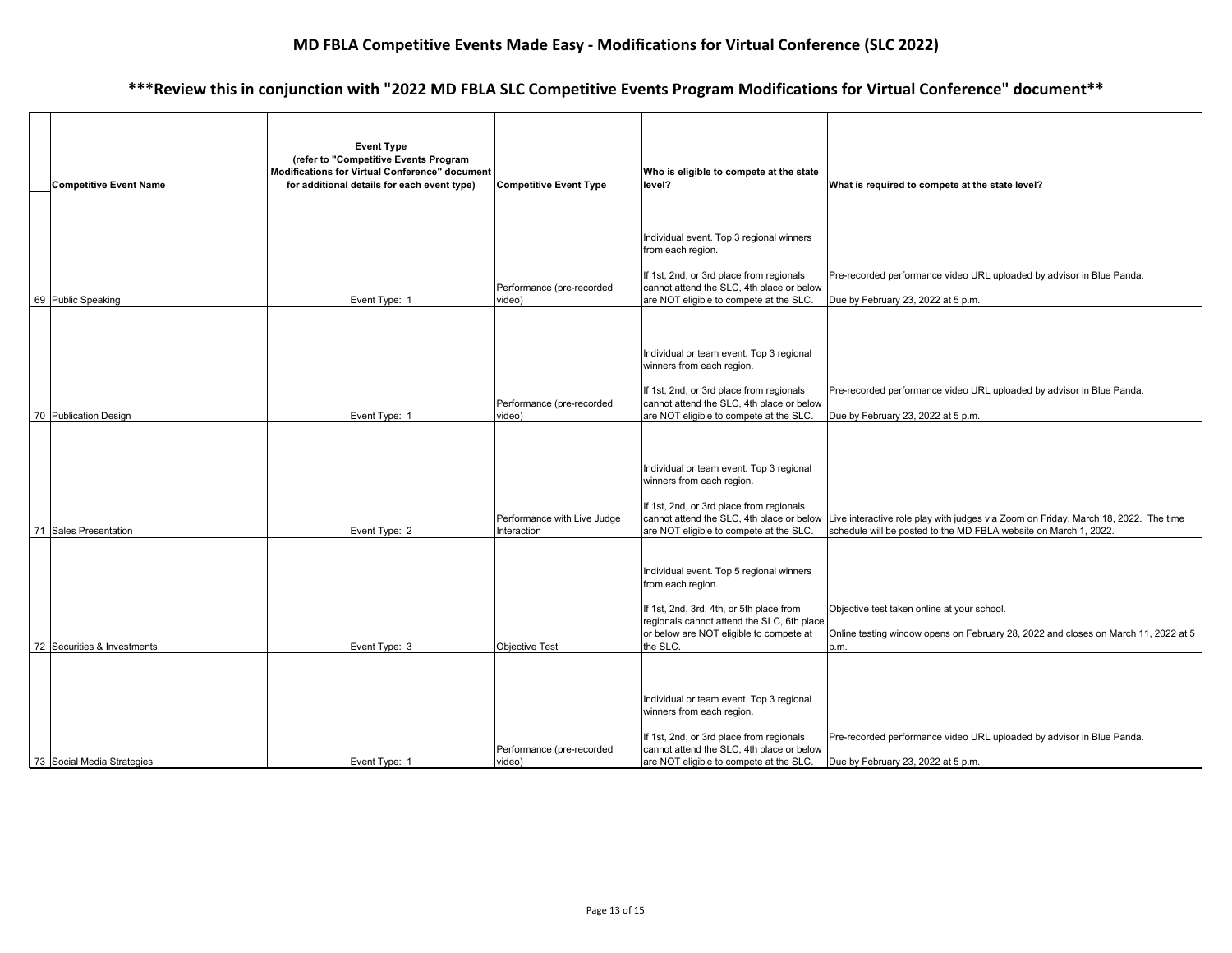## MD FBLA Competitive Events Made Easy - Modifications for Virtual Conference (SLC 2022)

## ***Review this in conjunction with "2022 MD FBLA SLC Competitive Events Program Modifications for Virtual Conference" document**

| | Competitive Event Name | Event Type (refer to "Competitive Events Program Modifications for Virtual Conference" document for additional details for each event type) | Competitive Event Type | Who is eligible to compete at the state level? | What is required to compete at the state level? |
|---|---|---|---|---|---|
| 69 | Public Speaking | Event Type: 1 | Performance (pre-recorded video) | Individual event. Top 3 regional winners from each region.<br><br>If 1st, 2nd, or 3rd place from regionals cannot attend the SLC, 4th place or below are NOT eligible to compete at the SLC. | Pre-recorded performance video URL uploaded by advisor in Blue Panda.<br><br>Due by February 23, 2022 at 5 p.m. |
| 70 | Publication Design | Event Type: 1 | Performance (pre-recorded video) | Individual or team event. Top 3 regional winners from each region.<br><br>If 1st, 2nd, or 3rd place from regionals cannot attend the SLC, 4th place or below are NOT eligible to compete at the SLC. | Pre-recorded performance video URL uploaded by advisor in Blue Panda.<br><br>Due by February 23, 2022 at 5 p.m. |
| 71 | Sales Presentation | Event Type: 2 | Performance with Live Judge Interaction | Individual or team event. Top 3 regional winners from each region.<br><br>If 1st, 2nd, or 3rd place from regionals cannot attend the SLC, 4th place or below are NOT eligible to compete at the SLC. | Live interactive role play with judges via Zoom on Friday, March 18, 2022. The time schedule will be posted to the MD FBLA website on March 1, 2022. |
| 72 | Securities & Investments | Event Type: 3 | Objective Test | Individual event. Top 5 regional winners from each region.<br><br>If 1st, 2nd, 3rd, 4th, or 5th place from regionals cannot attend the SLC, 6th place or below are NOT eligible to compete at the SLC. | Objective test taken online at your school.<br><br>Online testing window opens on February 28, 2022 and closes on March 11, 2022 at 5 p.m. |
| 73 | Social Media Strategies | Event Type: 1 | Performance (pre-recorded video) | Individual or team event. Top 3 regional winners from each region.<br><br>If 1st, 2nd, or 3rd place from regionals cannot attend the SLC, 4th place or below are NOT eligible to compete at the SLC. | Pre-recorded performance video URL uploaded by advisor in Blue Panda.<br><br>Due by February 23, 2022 at 5 p.m. |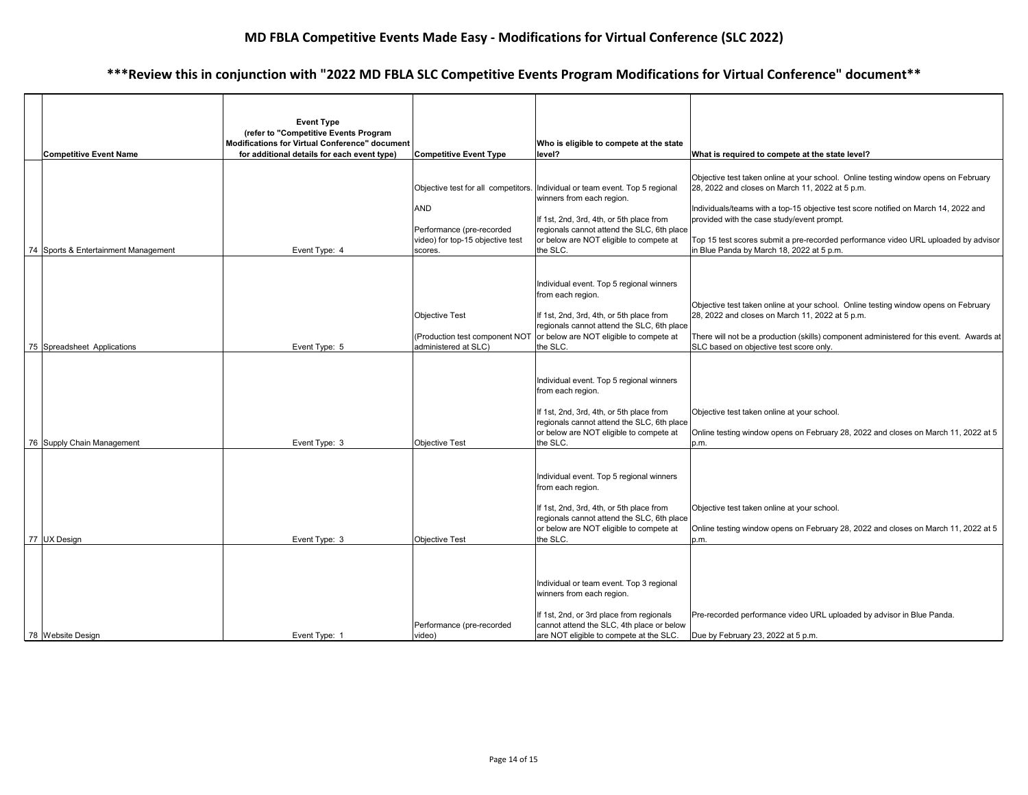# MD FBLA Competitive Events Made Easy - Modifications for Virtual Conference (SLC 2022)

## ***Review this in conjunction with "2022 MD FBLA SLC Competitive Events Program Modifications for Virtual Conference" document**

| | Competitive Event Name | Event Type (refer to "Competitive Events Program Modifications for Virtual Conference" document for additional details for each event type) | Competitive Event Type | Who is eligible to compete at the state level? | What is required to compete at the state level? |
|---|---|---|---|---|---|
| 74 | Sports & Entertainment Management | Event Type: 4 | Objective test for all competitors. AND Performance (pre-recorded video) for top-15 objective test scores. | Individual or team event. Top 5 regional winners from each region. If 1st, 2nd, 3rd, 4th, or 5th place from regionals cannot attend the SLC, 6th place or below are NOT eligible to compete at the SLC. | Objective test taken online at your school. Online testing window opens on February 28, 2022 and closes on March 11, 2022 at 5 p.m. Individuals/teams with a top-15 objective test score notified on March 14, 2022 and provided with the case study/event prompt. Top 15 test scores submit a pre-recorded performance video URL uploaded by advisor in Blue Panda by March 18, 2022 at 5 p.m. |
| 75 | Spreadsheet Applications | Event Type: 5 | Objective Test (Production test component NOT administered at SLC) | Individual event. Top 5 regional winners from each region. If 1st, 2nd, 3rd, 4th, or 5th place from regionals cannot attend the SLC, 6th place or below are NOT eligible to compete at the SLC. | Objective test taken online at your school. Online testing window opens on February 28, 2022 and closes on March 11, 2022 at 5 p.m. There will not be a production (skills) component administered for this event. Awards at SLC based on objective test score only. |
| 76 | Supply Chain Management | Event Type: 3 | Objective Test | Individual event. Top 5 regional winners from each region. If 1st, 2nd, 3rd, 4th, or 5th place from regionals cannot attend the SLC, 6th place or below are NOT eligible to compete at the SLC. | Objective test taken online at your school. Online testing window opens on February 28, 2022 and closes on March 11, 2022 at 5 p.m. |
| 77 | UX Design | Event Type: 3 | Objective Test | Individual event. Top 5 regional winners from each region. If 1st, 2nd, 3rd, 4th, or 5th place from regionals cannot attend the SLC, 6th place or below are NOT eligible to compete at the SLC. | Objective test taken online at your school. Online testing window opens on February 28, 2022 and closes on March 11, 2022 at 5 p.m. |
| 78 | Website Design | Event Type: 1 | Performance (pre-recorded video) | Individual or team event. Top 3 regional winners from each region. If 1st, 2nd, or 3rd place from regionals cannot attend the SLC, 4th place or below are NOT eligible to compete at the SLC. | Pre-recorded performance video URL uploaded by advisor in Blue Panda. Due by February 23, 2022 at 5 p.m. |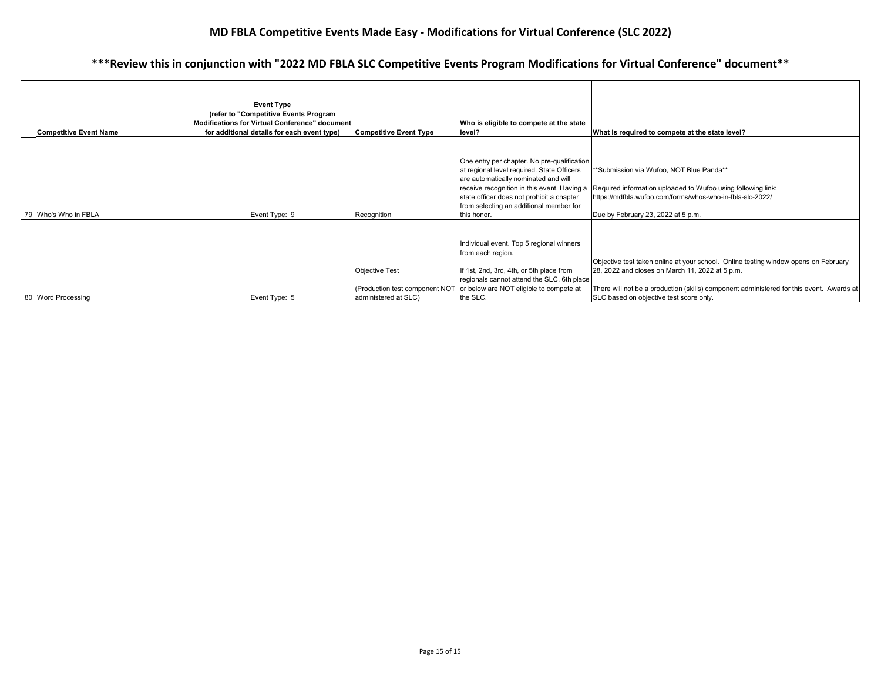## MD FBLA Competitive Events Made Easy - Modifications for Virtual Conference (SLC 2022)

## ***Review this in conjunction with "2022 MD FBLA SLC Competitive Events Program Modifications for Virtual Conference" document**

| | Competitive Event Name | Event Type (refer to "Competitive Events Program Modifications for Virtual Conference" document for additional details for each event type) | Competitive Event Type | Who is eligible to compete at the state level? | What is required to compete at the state level? |
|---|---|---|---|---|---|
| 79 | Who's Who in FBLA | Event Type: 9 | Recognition | One entry per chapter. No pre-qualification at regional level required. State Officers are automatically nominated and will receive recognition in this event. Having a state officer does not prohibit a chapter from selecting an additional member for this honor. | **Submission via Wufoo, NOT Blue Panda**<br><br>Required information uploaded to Wufoo using following link: https://mdfbla.wufoo.com/forms/whos-who-in-fbla-slc-2022/<br><br>Due by February 23, 2022 at 5 p.m. |
| 80 | Word Processing | Event Type: 5 | Objective Test<br><br>(Production test component NOT administered at SLC) | Individual event. Top 5 regional winners from each region.<br><br>If 1st, 2nd, 3rd, 4th, or 5th place from regionals cannot attend the SLC, 6th place or below are NOT eligible to compete at the SLC. | Objective test taken online at your school. Online testing window opens on February 28, 2022 and closes on March 11, 2022 at 5 p.m.<br><br>There will not be a production (skills) component administered for this event. Awards at SLC based on objective test score only. |